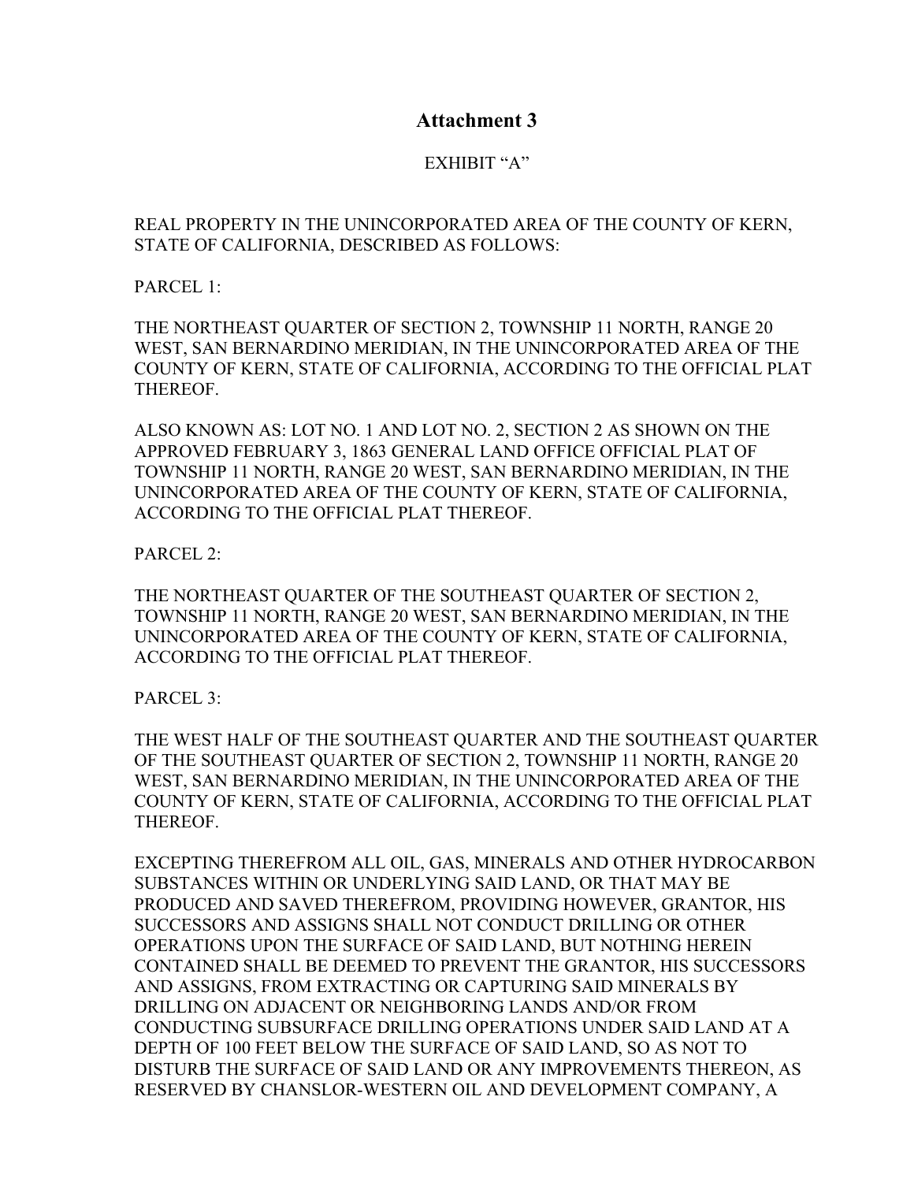# Attachment 3

EXHIBIT "A"

REAL PROPERTY IN THE UNINCORPORATED AREA OF THE COUNTY OF KERN, STATE OF CALIFORNIA, DESCRIBED AS FOLLOWS:

PARCEL 1:

THE NORTHEAST QUARTER OF SECTION 2, TOWNSHIP 11 NORTH, RANGE 20 WEST, SAN BERNARDINO MERIDIAN, IN THE UNINCORPORATED AREA OF THE COUNTY OF KERN, STATE OF CALIFORNIA, ACCORDING TO THE OFFICIAL PLAT THEREOF.

ALSO KNOWN AS: LOT NO. 1 AND LOT NO. 2, SECTION 2 AS SHOWN ON THE APPROVED FEBRUARY 3, 1863 GENERAL LAND OFFICE OFFICIAL PLAT OF TOWNSHIP 11 NORTH, RANGE 20 WEST, SAN BERNARDINO MERIDIAN, IN THE UNINCORPORATED AREA OF THE COUNTY OF KERN, STATE OF CALIFORNIA, ACCORDING TO THE OFFICIAL PLAT THEREOF.

PARCEL 2:

THE NORTHEAST QUARTER OF THE SOUTHEAST QUARTER OF SECTION 2, TOWNSHIP 11 NORTH, RANGE 20 WEST, SAN BERNARDINO MERIDIAN, IN THE UNINCORPORATED AREA OF THE COUNTY OF KERN, STATE OF CALIFORNIA, ACCORDING TO THE OFFICIAL PLAT THEREOF.

PARCEL 3:

THE WEST HALF OF THE SOUTHEAST QUARTER AND THE SOUTHEAST QUARTER OF THE SOUTHEAST QUARTER OF SECTION 2, TOWNSHIP 11 NORTH, RANGE 20 WEST, SAN BERNARDINO MERIDIAN, IN THE UNINCORPORATED AREA OF THE COUNTY OF KERN, STATE OF CALIFORNIA, ACCORDING TO THE OFFICIAL PLAT THEREOF.

EXCEPTING THEREFROM ALL OIL, GAS, MINERALS AND OTHER HYDROCARBON SUBSTANCES WITHIN OR UNDERLYING SAID LAND, OR THAT MAY BE PRODUCED AND SAVED THEREFROM, PROVIDING HOWEVER, GRANTOR, HIS SUCCESSORS AND ASSIGNS SHALL NOT CONDUCT DRILLING OR OTHER OPERATIONS UPON THE SURFACE OF SAID LAND, BUT NOTHING HEREIN CONTAINED SHALL BE DEEMED TO PREVENT THE GRANTOR, HIS SUCCESSORS AND ASSIGNS, FROM EXTRACTING OR CAPTURING SAID MINERALS BY DRILLING ON ADJACENT OR NEIGHBORING LANDS AND/OR FROM CONDUCTING SUBSURFACE DRILLING OPERATIONS UNDER SAID LAND AT A DEPTH OF 100 FEET BELOW THE SURFACE OF SAID LAND, SO AS NOT TO DISTURB THE SURFACE OF SAID LAND OR ANY IMPROVEMENTS THEREON, AS RESERVED BY CHANSLOR-WESTERN OIL AND DEVELOPMENT COMPANY, A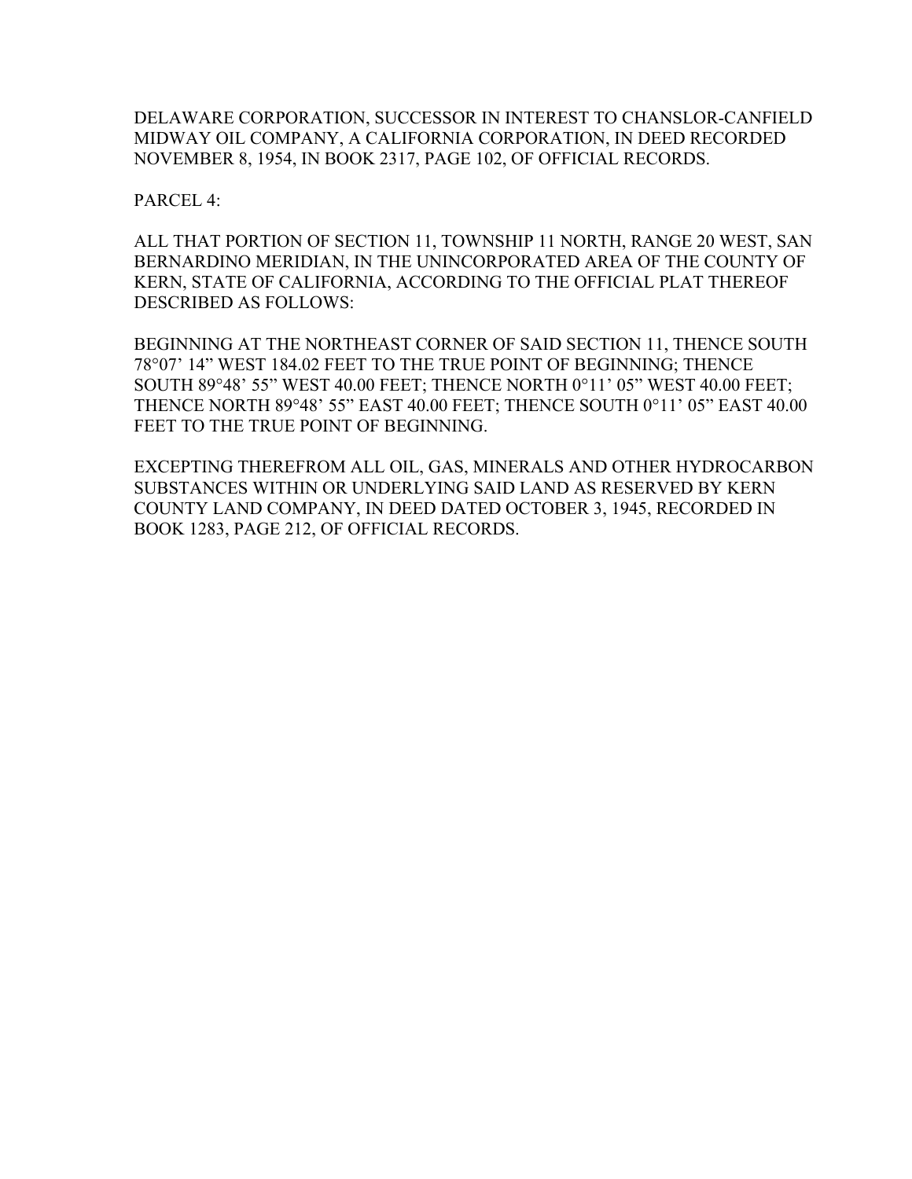DELAWARE CORPORATION, SUCCESSOR IN INTEREST TO CHANSLOR-CANFIELD MIDWAY OIL COMPANY, A CALIFORNIA CORPORATION, IN DEED RECORDED NOVEMBER 8, 1954, IN BOOK 2317, PAGE 102, OF OFFICIAL RECORDS.

PARCEL 4:

ALL THAT PORTION OF SECTION 11, TOWNSHIP 11 NORTH, RANGE 20 WEST, SAN BERNARDINO MERIDIAN, IN THE UNINCORPORATED AREA OF THE COUNTY OF KERN, STATE OF CALIFORNIA, ACCORDING TO THE OFFICIAL PLAT THEREOF DESCRIBED AS FOLLOWS:

BEGINNING AT THE NORTHEAST CORNER OF SAID SECTION 11, THENCE SOUTH 78°07’ 14” WEST 184.02 FEET TO THE TRUE POINT OF BEGINNING; THENCE SOUTH 89°48’ 55” WEST 40.00 FEET; THENCE NORTH 0°11’ 05” WEST 40.00 FEET; THENCE NORTH 89°48’ 55” EAST 40.00 FEET; THENCE SOUTH 0°11’ 05” EAST 40.00 FEET TO THE TRUE POINT OF BEGINNING.

EXCEPTING THEREFROM ALL OIL, GAS, MINERALS AND OTHER HYDROCARBON SUBSTANCES WITHIN OR UNDERLYING SAID LAND AS RESERVED BY KERN COUNTY LAND COMPANY, IN DEED DATED OCTOBER 3, 1945, RECORDED IN BOOK 1283, PAGE 212, OF OFFICIAL RECORDS.